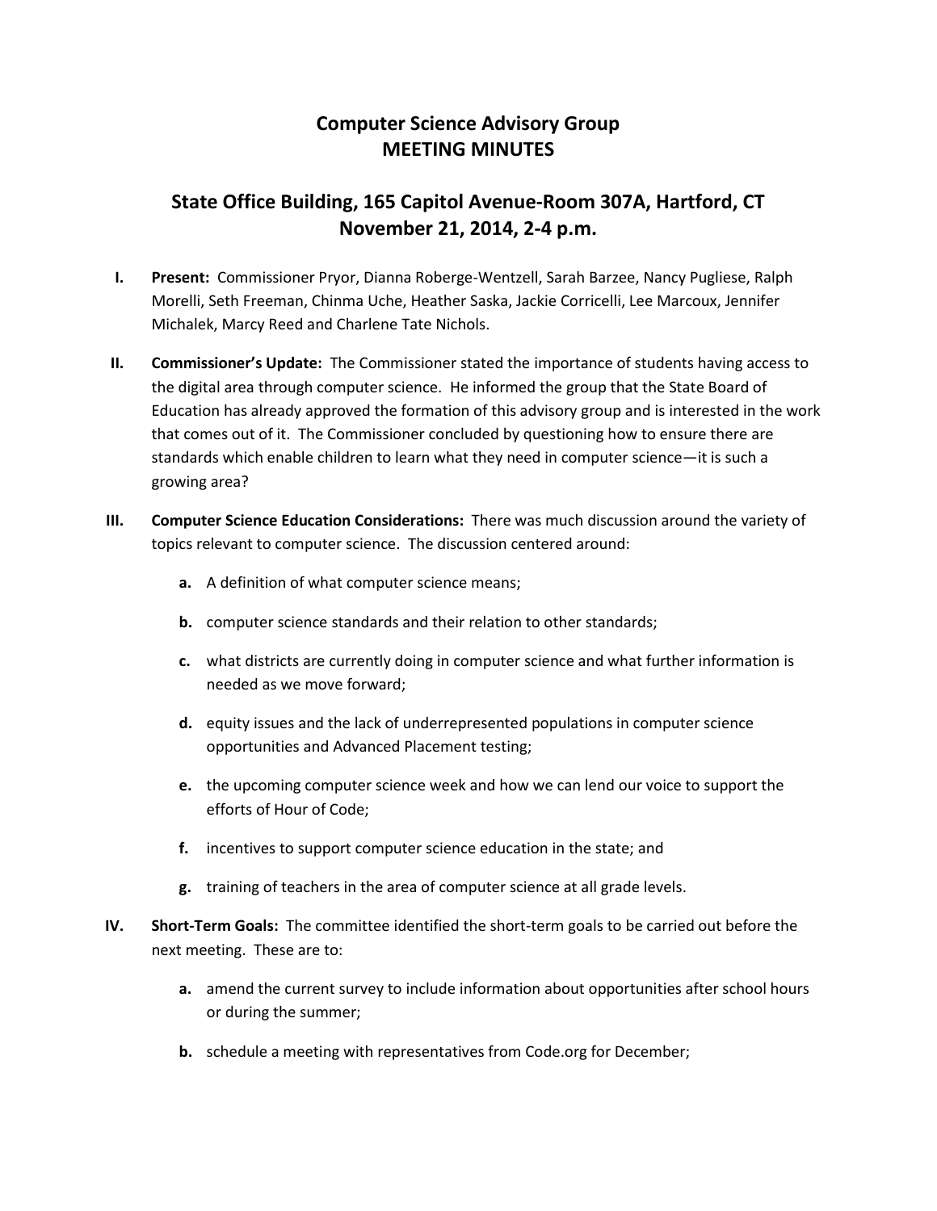# Computer Science Advisory Group
# MEETING MINUTES

## State Office Building, 165 Capitol Avenue-Room 307A, Hartford, CT
## November 21, 2014, 2-4 p.m.

I. **Present:** Commissioner Pryor, Dianna Roberge-Wentzell, Sarah Barzee, Nancy Pugliese, Ralph Morelli, Seth Freeman, Chinma Uche, Heather Saska, Jackie Corricelli, Lee Marcoux, Jennifer Michalek, Marcy Reed and Charlene Tate Nichols.

II. **Commissioner's Update:** The Commissioner stated the importance of students having access to the digital area through computer science. He informed the group that the State Board of Education has already approved the formation of this advisory group and is interested in the work that comes out of it. The Commissioner concluded by questioning how to ensure there are standards which enable children to learn what they need in computer science—it is such a growing area?

III. **Computer Science Education Considerations:** There was much discussion around the variety of topics relevant to computer science. The discussion centered around:

   **a.** A definition of what computer science means;

   **b.** computer science standards and their relation to other standards;

   **c.** what districts are currently doing in computer science and what further information is needed as we move forward;

   **d.** equity issues and the lack of underrepresented populations in computer science opportunities and Advanced Placement testing;

   **e.** the upcoming computer science week and how we can lend our voice to support the efforts of Hour of Code;

   **f.** incentives to support computer science education in the state; and

   **g.** training of teachers in the area of computer science at all grade levels.

IV. **Short-Term Goals:** The committee identified the short-term goals to be carried out before the next meeting. These are to:

   **a.** amend the current survey to include information about opportunities after school hours or during the summer;

   **b.** schedule a meeting with representatives from Code.org for December;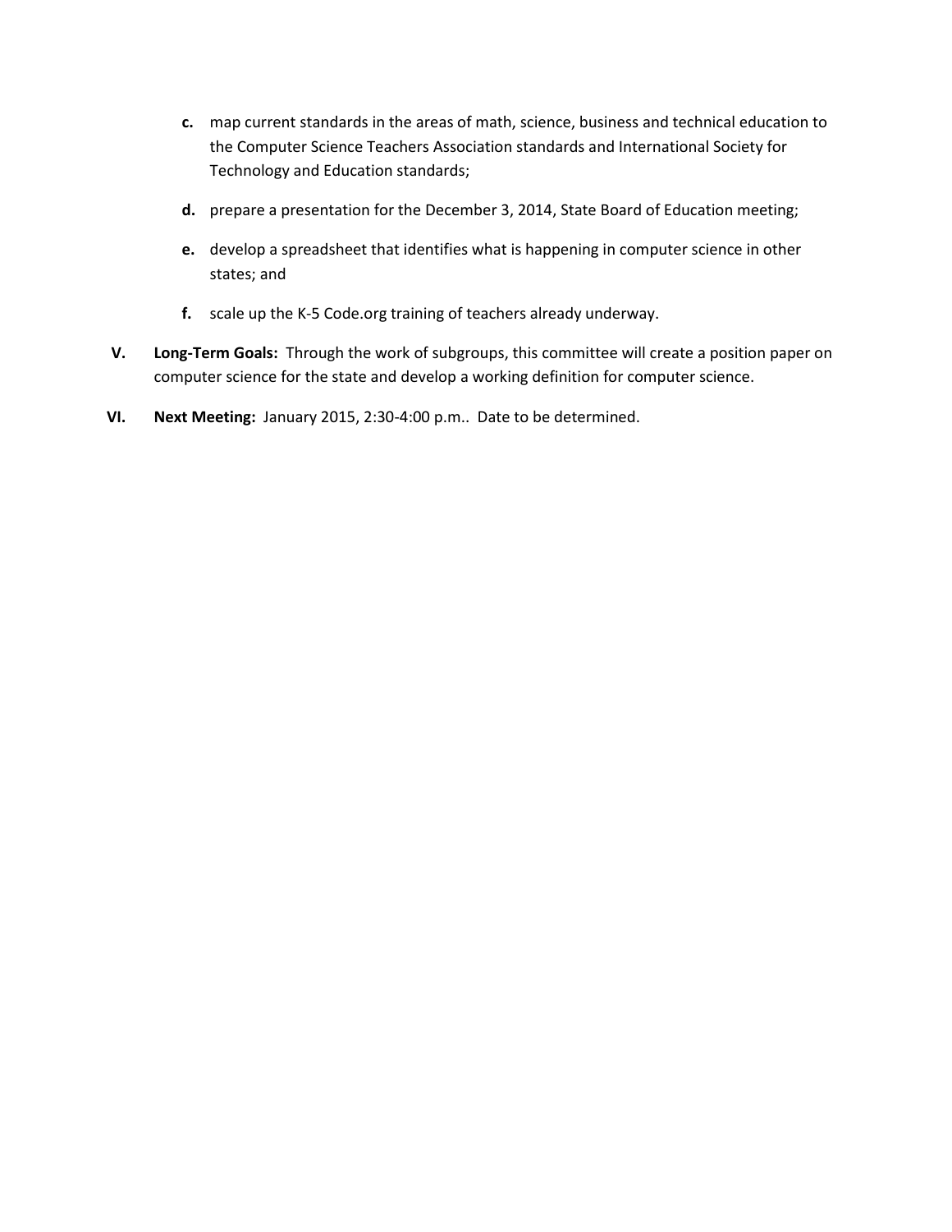c. map current standards in the areas of math, science, business and technical education to the Computer Science Teachers Association standards and International Society for Technology and Education standards;

d. prepare a presentation for the December 3, 2014, State Board of Education meeting;

e. develop a spreadsheet that identifies what is happening in computer science in other states; and

f. scale up the K-5 Code.org training of teachers already underway.

V. **Long-Term Goals:** Through the work of subgroups, this committee will create a position paper on computer science for the state and develop a working definition for computer science.

VI. **Next Meeting:** January 2015, 2:30-4:00 p.m.. Date to be determined.